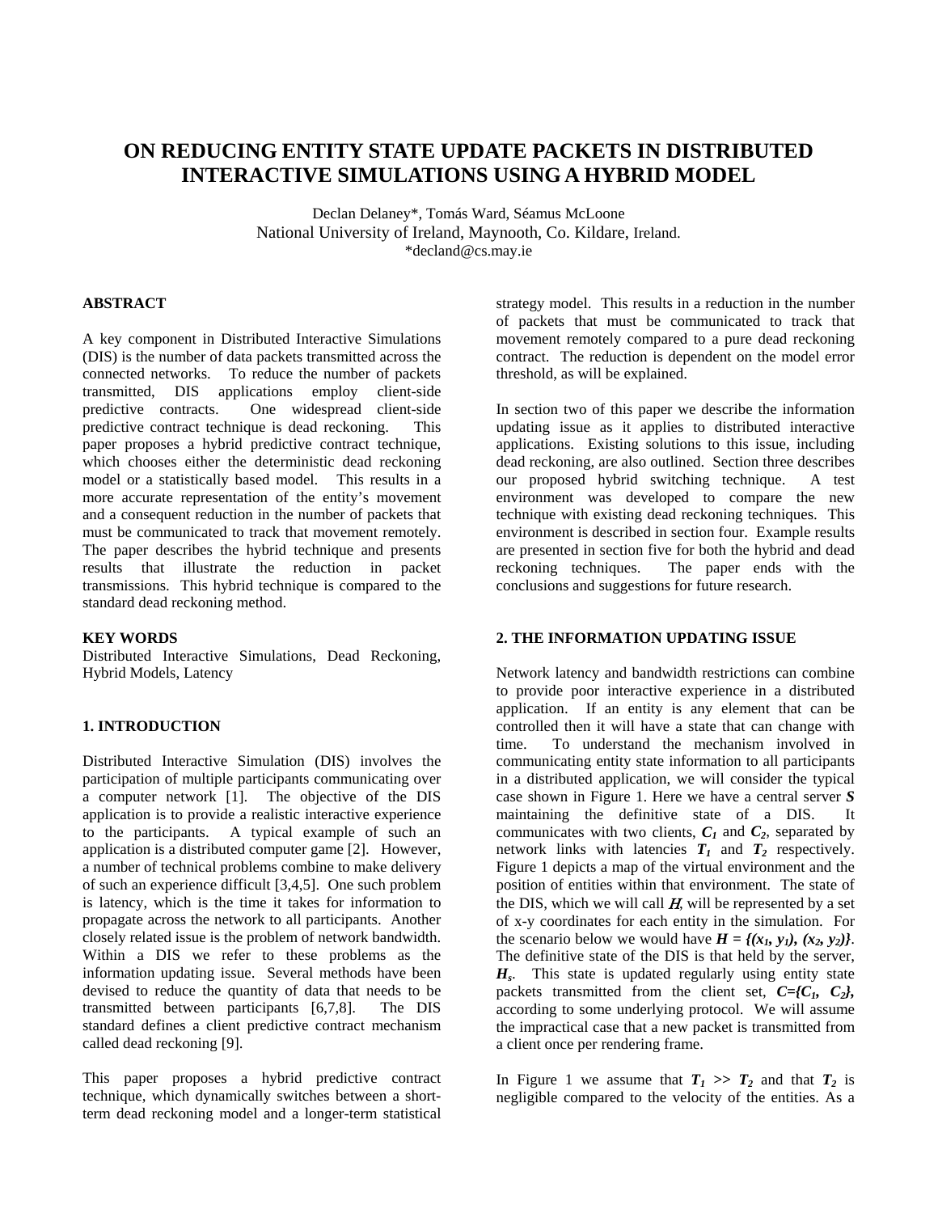# ON REDUCING ENTITY STATE UPDATE PACKETS IN DISTRIBUTED INTERACTIVE SIMULATIONS USING A HYBRID MODEL

Declan Delaney*, Tomás Ward, Séamus McLoone
National University of Ireland, Maynooth, Co. Kildare, Ireland.
*decland@cs.may.ie

## ABSTRACT

A key component in Distributed Interactive Simulations (DIS) is the number of data packets transmitted across the connected networks. To reduce the number of packets transmitted, DIS applications employ client-side predictive contracts. One widespread client-side predictive contract technique is dead reckoning. This paper proposes a hybrid predictive contract technique, which chooses either the deterministic dead reckoning model or a statistically based model. This results in a more accurate representation of the entity's movement and a consequent reduction in the number of packets that must be communicated to track that movement remotely. The paper describes the hybrid technique and presents results that illustrate the reduction in packet transmissions. This hybrid technique is compared to the standard dead reckoning method.

**KEY WORDS**
Distributed Interactive Simulations, Dead Reckoning, Hybrid Models, Latency

## 1. INTRODUCTION

Distributed Interactive Simulation (DIS) involves the participation of multiple participants communicating over a computer network [1]. The objective of the DIS application is to provide a realistic interactive experience to the participants. A typical example of such an application is a distributed computer game [2]. However, a number of technical problems combine to make delivery of such an experience difficult [3,4,5]. One such problem is latency, which is the time it takes for information to propagate across the network to all participants. Another closely related issue is the problem of network bandwidth. Within a DIS we refer to these problems as the information updating issue. Several methods have been devised to reduce the quantity of data that needs to be transmitted between participants [6,7,8]. The DIS standard defines a client predictive contract mechanism called dead reckoning [9].

This paper proposes a hybrid predictive contract technique, which dynamically switches between a short-term dead reckoning model and a longer-term statistical strategy model. This results in a reduction in the number of packets that must be communicated to track that movement remotely compared to a pure dead reckoning contract. The reduction is dependent on the model error threshold, as will be explained.

In section two of this paper we describe the information updating issue as it applies to distributed interactive applications. Existing solutions to this issue, including dead reckoning, are also outlined. Section three describes our proposed hybrid switching technique. A test environment was developed to compare the new technique with existing dead reckoning techniques. This environment is described in section four. Example results are presented in section five for both the hybrid and dead reckoning techniques. The paper ends with the conclusions and suggestions for future research.

## 2. THE INFORMATION UPDATING ISSUE

Network latency and bandwidth restrictions can combine to provide poor interactive experience in a distributed application. If an entity is any element that can be controlled then it will have a state that can change with time. To understand the mechanism involved in communicating entity state information to all participants in a distributed application, we will consider the typical case shown in Figure 1. Here we have a central server $\boldsymbol{S}$ maintaining the definitive state of a DIS. It communicates with two clients, $\boldsymbol{C_1}$ and $\boldsymbol{C_2}$, separated by network links with latencies $\boldsymbol{T_1}$ and $\boldsymbol{T_2}$ respectively. Figure 1 depicts a map of the virtual environment and the position of entities within that environment. The state of the DIS, which we will call $\boldsymbol{H}$, will be represented by a set of x-y coordinates for each entity in the simulation. For the scenario below we would have $\boldsymbol{H = \{(x_1, y_1), (x_2, y_2)\}}$. The definitive state of the DIS is that held by the server, $\boldsymbol{H_s}$. This state is updated regularly using entity state packets transmitted from the client set, $\boldsymbol{C=\{C_1, C_2\}}$, according to some underlying protocol. We will assume the impractical case that a new packet is transmitted from a client once per rendering frame.

In Figure 1 we assume that $\boldsymbol{T_1 >> T_2}$ and that $\boldsymbol{T_2}$ is negligible compared to the velocity of the entities. As a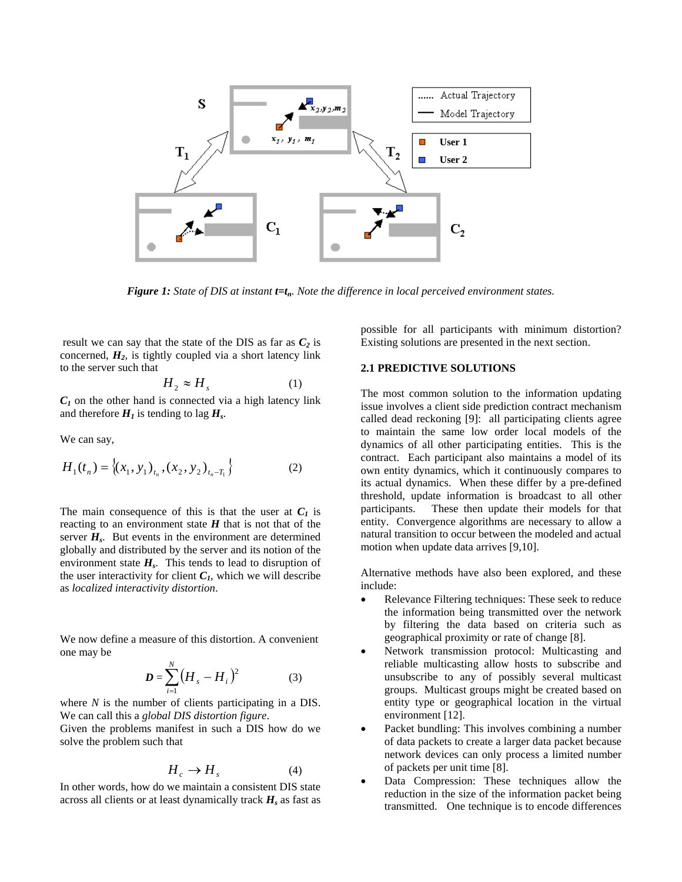*Figure 1: State of DIS at instant* $t=t_n$*. Note the difference in local perceived environment states.*

result we can say that the state of the DIS as far as $C_2$ is concerned, $H_2$, is tightly coupled via a short latency link to the server such that

$$H_2 \approx H_s \qquad (1)$$

$C_1$ on the other hand is connected via a high latency link and therefore $H_1$ is tending to lag $H_s$.

We can say,

$$H_1(t_n) = \left\{(x_1, y_1)_{t_n}, (x_2, y_2)_{t_n - T_1}\right\} \qquad (2)$$

The main consequence of this is that the user at $C_1$ is reacting to an environment state $H$ that is not that of the server $H_s$. But events in the environment are determined globally and distributed by the server and its notion of the environment state $H_s$. This tends to lead to disruption of the user interactivity for client $C_1$, which we will describe as *localized interactivity distortion*.

We now define a measure of this distortion. A convenient one may be

$$\boldsymbol{D} = \sum_{i=1}^{N} \left(H_s - H_i\right)^2 \qquad (3)$$

where $N$ is the number of clients participating in a DIS. We can call this a *global DIS distortion figure*.

Given the problems manifest in such a DIS how do we solve the problem such that

$$H_c \to H_s \qquad (4)$$

In other words, how do we maintain a consistent DIS state across all clients or at least dynamically track $H_s$ as fast as possible for all participants with minimum distortion? Existing solutions are presented in the next section.

### 2.1 PREDICTIVE SOLUTIONS

The most common solution to the information updating issue involves a client side prediction contract mechanism called dead reckoning [9]: all participating clients agree to maintain the same low order local models of the dynamics of all other participating entities. This is the contract. Each participant also maintains a model of its own entity dynamics, which it continuously compares to its actual dynamics. When these differ by a pre-defined threshold, update information is broadcast to all other participants. These then update their models for that entity. Convergence algorithms are necessary to allow a natural transition to occur between the modeled and actual motion when update data arrives [9,10].

Alternative methods have also been explored, and these include:

- Relevance Filtering techniques: These seek to reduce the information being transmitted over the network by filtering the data based on criteria such as geographical proximity or rate of change [8].
- Network transmission protocol: Multicasting and reliable multicasting allow hosts to subscribe and unsubscribe to any of possibly several multicast groups. Multicast groups might be created based on entity type or geographical location in the virtual environment [12].
- Packet bundling: This involves combining a number of data packets to create a larger data packet because network devices can only process a limited number of packets per unit time [8].
- Data Compression: These techniques allow the reduction in the size of the information packet being transmitted. One technique is to encode differences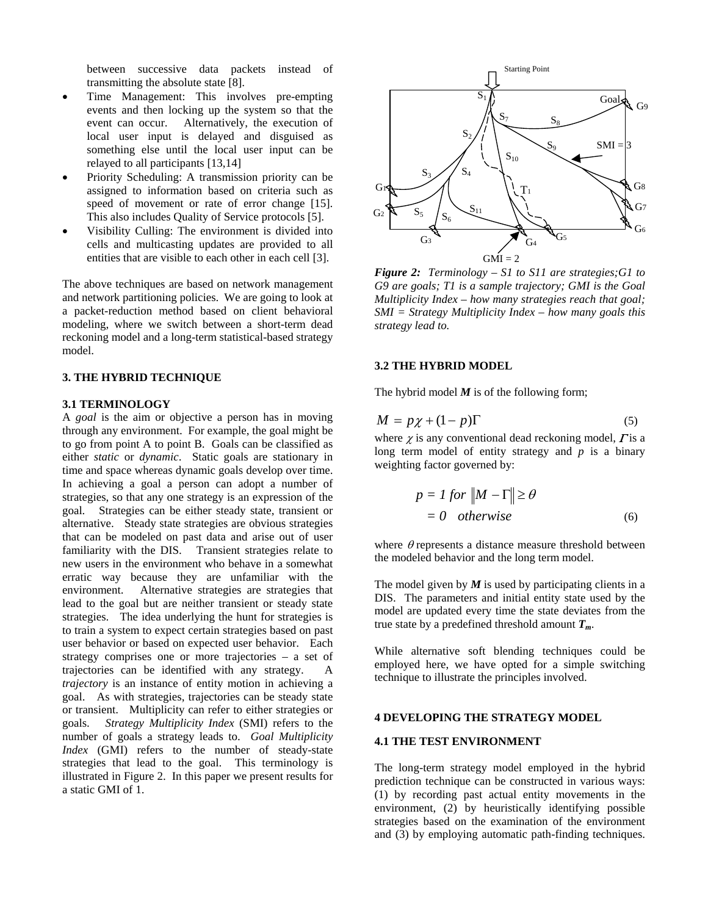between successive data packets instead of transmitting the absolute state [8].

- Time Management: This involves pre-empting events and then locking up the system so that the event can occur. Alternatively, the execution of local user input is delayed and disguised as something else until the local user input can be relayed to all participants [13,14]
- Priority Scheduling: A transmission priority can be assigned to information based on criteria such as speed of movement or rate of error change [15]. This also includes Quality of Service protocols [5].
- Visibility Culling: The environment is divided into cells and multicasting updates are provided to all entities that are visible to each other in each cell [3].

The above techniques are based on network management and network partitioning policies. We are going to look at a packet-reduction method based on client behavioral modeling, where we switch between a short-term dead reckoning model and a long-term statistical-based strategy model.

### 3. THE HYBRID TECHNIQUE

#### 3.1 TERMINOLOGY

A *goal* is the aim or objective a person has in moving through any environment. For example, the goal might be to go from point A to point B. Goals can be classified as either *static* or *dynamic*. Static goals are stationary in time and space whereas dynamic goals develop over time. In achieving a goal a person can adopt a number of strategies, so that any one strategy is an expression of the goal. Strategies can be either steady state, transient or alternative. Steady state strategies are obvious strategies that can be modeled on past data and arise out of user familiarity with the DIS. Transient strategies relate to new users in the environment who behave in a somewhat erratic way because they are unfamiliar with the environment. Alternative strategies are strategies that lead to the goal but are neither transient or steady state strategies. The idea underlying the hunt for strategies is to train a system to expect certain strategies based on past user behavior or based on expected user behavior. Each strategy comprises one or more trajectories – a set of trajectories can be identified with any strategy. A *trajectory* is an instance of entity motion in achieving a goal. As with strategies, trajectories can be steady state or transient. Multiplicity can refer to either strategies or goals. *Strategy Multiplicity Index* (SMI) refers to the number of goals a strategy leads to. *Goal Multiplicity Index* (GMI) refers to the number of steady-state strategies that lead to the goal. This terminology is illustrated in Figure 2. In this paper we present results for a static GMI of 1.

***Figure 2:*** *Terminology – S1 to S11 are strategies;G1 to G9 are goals; T1 is a sample trajectory; GMI is the Goal Multiplicity Index – how many strategies reach that goal; SMI = Strategy Multiplicity Index – how many goals this strategy lead to.*

#### 3.2 THE HYBRID MODEL

The hybrid model ***M*** is of the following form;

$$M = p\chi + (1-p)\Gamma \tag{5}$$

where $\chi$ is any conventional dead reckoning model, $\Gamma$ is a long term model of entity strategy and *p* is a binary weighting factor governed by:

$$\begin{aligned} p &= 1 \text{ for } \|M - \Gamma\| \geq \theta \\ &= 0 \quad \text{otherwise} \end{aligned} \tag{6}$$

where $\theta$ represents a distance measure threshold between the modeled behavior and the long term model.

The model given by ***M*** is used by participating clients in a DIS. The parameters and initial entity state used by the model are updated every time the state deviates from the true state by a predefined threshold amount $T_m$.

While alternative soft blending techniques could be employed here, we have opted for a simple switching technique to illustrate the principles involved.

### 4 DEVELOPING THE STRATEGY MODEL

#### 4.1 THE TEST ENVIRONMENT

The long-term strategy model employed in the hybrid prediction technique can be constructed in various ways: (1) by recording past actual entity movements in the environment, (2) by heuristically identifying possible strategies based on the examination of the environment and (3) by employing automatic path-finding techniques.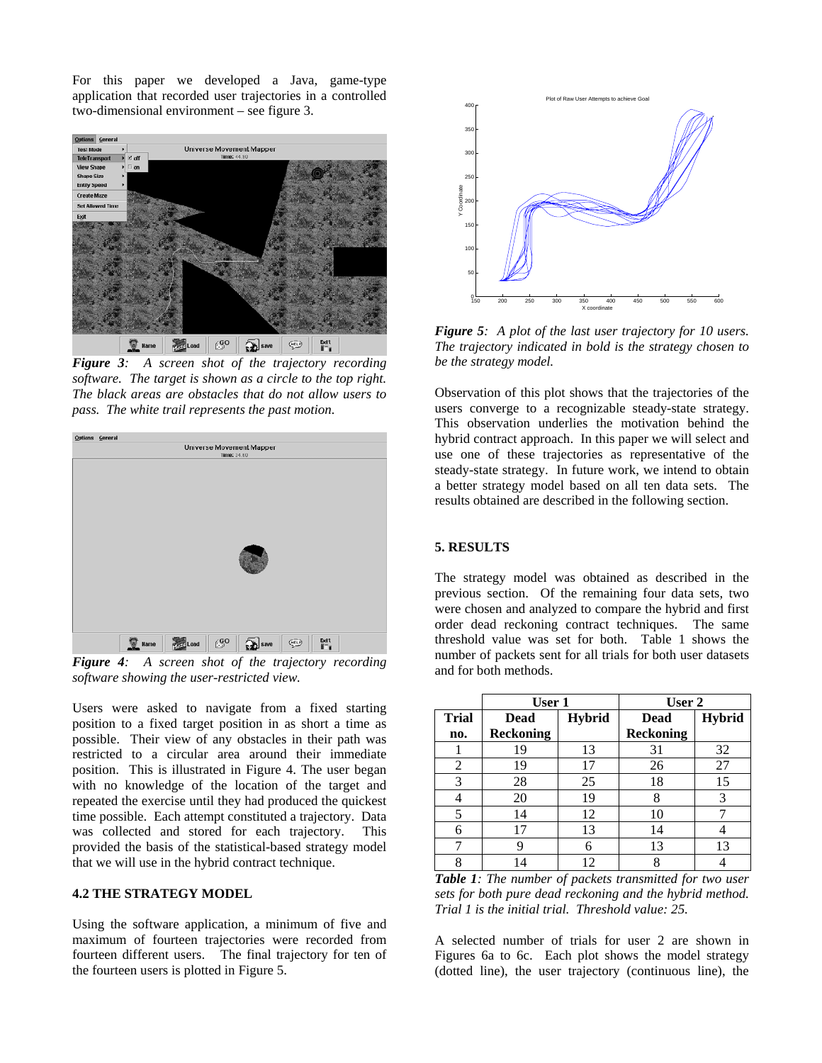For this paper we developed a Java, game-type application that recorded user trajectories in a controlled two-dimensional environment – see figure 3.

***Figure 3**: A screen shot of the trajectory recording software. The target is shown as a circle to the top right. The black areas are obstacles that do not allow users to pass. The white trail represents the past motion.*

***Figure 4**: A screen shot of the trajectory recording software showing the user-restricted view.*

Users were asked to navigate from a fixed starting position to a fixed target position in as short a time as possible. Their view of any obstacles in their path was restricted to a circular area around their immediate position. This is illustrated in Figure 4. The user began with no knowledge of the location of the target and repeated the exercise until they had produced the quickest time possible. Each attempt constituted a trajectory. Data was collected and stored for each trajectory. This provided the basis of the statistical-based strategy model that we will use in the hybrid contract technique.

### 4.2 THE STRATEGY MODEL

Using the software application, a minimum of five and maximum of fourteen trajectories were recorded from fourteen different users. The final trajectory for ten of the fourteen users is plotted in Figure 5.

***Figure 5**: A plot of the last user trajectory for 10 users. The trajectory indicated in bold is the strategy chosen to be the strategy model.*

Observation of this plot shows that the trajectories of the users converge to a recognizable steady-state strategy. This observation underlies the motivation behind the hybrid contract approach. In this paper we will select and use one of these trajectories as representative of the steady-state strategy. In future work, we intend to obtain a better strategy model based on all ten data sets. The results obtained are described in the following section.

## 5. RESULTS

The strategy model was obtained as described in the previous section. Of the remaining four data sets, two were chosen and analyzed to compare the hybrid and first order dead reckoning contract techniques. The same threshold value was set for both. Table 1 shows the number of packets sent for all trials for both user datasets and for both methods.

| | User 1 | | User 2 | |
|---|---|---|---|---|
| **Trial no.** | **Dead Reckoning** | **Hybrid** | **Dead Reckoning** | **Hybrid** |
| 1 | 19 | 13 | 31 | 32 |
| 2 | 19 | 17 | 26 | 27 |
| 3 | 28 | 25 | 18 | 15 |
| 4 | 20 | 19 | 8 | 3 |
| 5 | 14 | 12 | 10 | 7 |
| 6 | 17 | 13 | 14 | 4 |
| 7 | 9 | 6 | 13 | 13 |
| 8 | 14 | 12 | 8 | 4 |

***Table 1**: The number of packets transmitted for two user sets for both pure dead reckoning and the hybrid method. Trial 1 is the initial trial. Threshold value: 25.*

A selected number of trials for user 2 are shown in Figures 6a to 6c. Each plot shows the model strategy (dotted line), the user trajectory (continuous line), the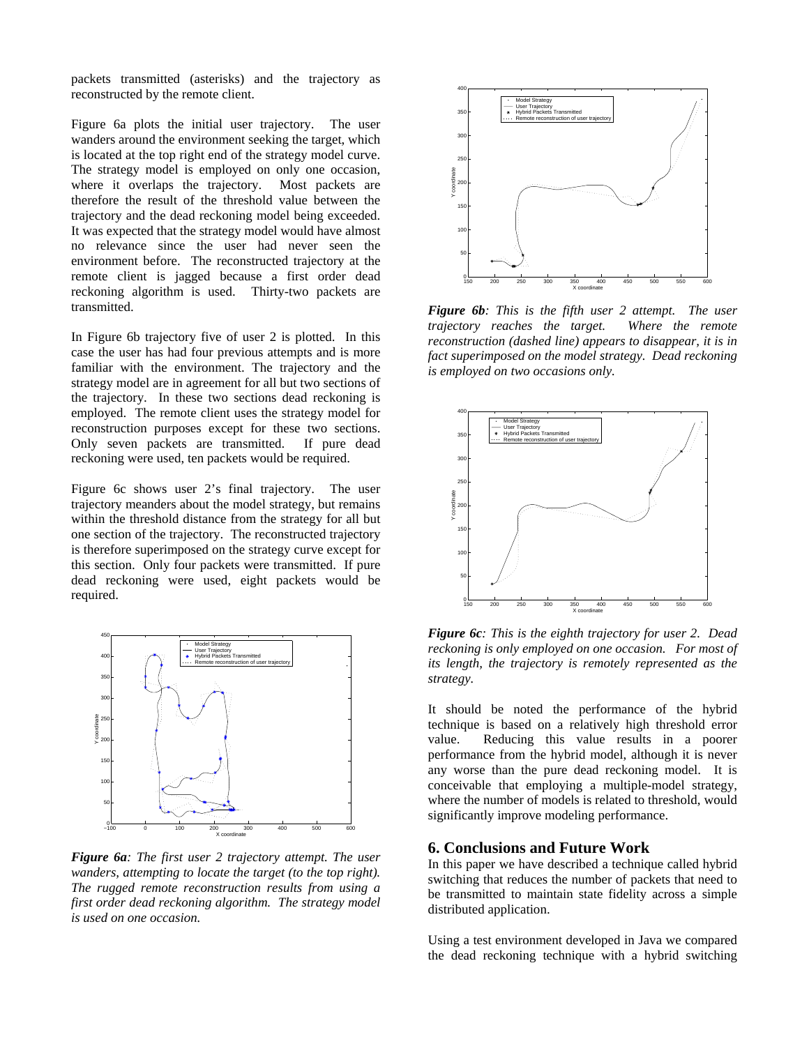packets transmitted (asterisks) and the trajectory as reconstructed by the remote client.

Figure 6a plots the initial user trajectory. The user wanders around the environment seeking the target, which is located at the top right end of the strategy model curve. The strategy model is employed on only one occasion, where it overlaps the trajectory. Most packets are therefore the result of the threshold value between the trajectory and the dead reckoning model being exceeded. It was expected that the strategy model would have almost no relevance since the user had never seen the environment before. The reconstructed trajectory at the remote client is jagged because a first order dead reckoning algorithm is used. Thirty-two packets are transmitted.

In Figure 6b trajectory five of user 2 is plotted. In this case the user has had four previous attempts and is more familiar with the environment. The trajectory and the strategy model are in agreement for all but two sections of the trajectory. In these two sections dead reckoning is employed. The remote client uses the strategy model for reconstruction purposes except for these two sections. Only seven packets are transmitted. If pure dead reckoning were used, ten packets would be required.

Figure 6c shows user 2's final trajectory. The user trajectory meanders about the model strategy, but remains within the threshold distance from the strategy for all but one section of the trajectory. The reconstructed trajectory is therefore superimposed on the strategy curve except for this section. Only four packets were transmitted. If pure dead reckoning were used, eight packets would be required.

***Figure 6a****: The first user 2 trajectory attempt. The user wanders, attempting to locate the target (to the top right). The rugged remote reconstruction results from using a first order dead reckoning algorithm. The strategy model is used on one occasion.*

***Figure 6b****: This is the fifth user 2 attempt. The user trajectory reaches the target. Where the remote reconstruction (dashed line) appears to disappear, it is in fact superimposed on the model strategy. Dead reckoning is employed on two occasions only.*

***Figure 6c****: This is the eighth trajectory for user 2. Dead reckoning is only employed on one occasion. For most of its length, the trajectory is remotely represented as the strategy.*

It should be noted the performance of the hybrid technique is based on a relatively high threshold error value. Reducing this value results in a poorer performance from the hybrid model, although it is never any worse than the pure dead reckoning model. It is conceivable that employing a multiple-model strategy, where the number of models is related to threshold, would significantly improve modeling performance.

## 6. Conclusions and Future Work

In this paper we have described a technique called hybrid switching that reduces the number of packets that need to be transmitted to maintain state fidelity across a simple distributed application.

Using a test environment developed in Java we compared the dead reckoning technique with a hybrid switching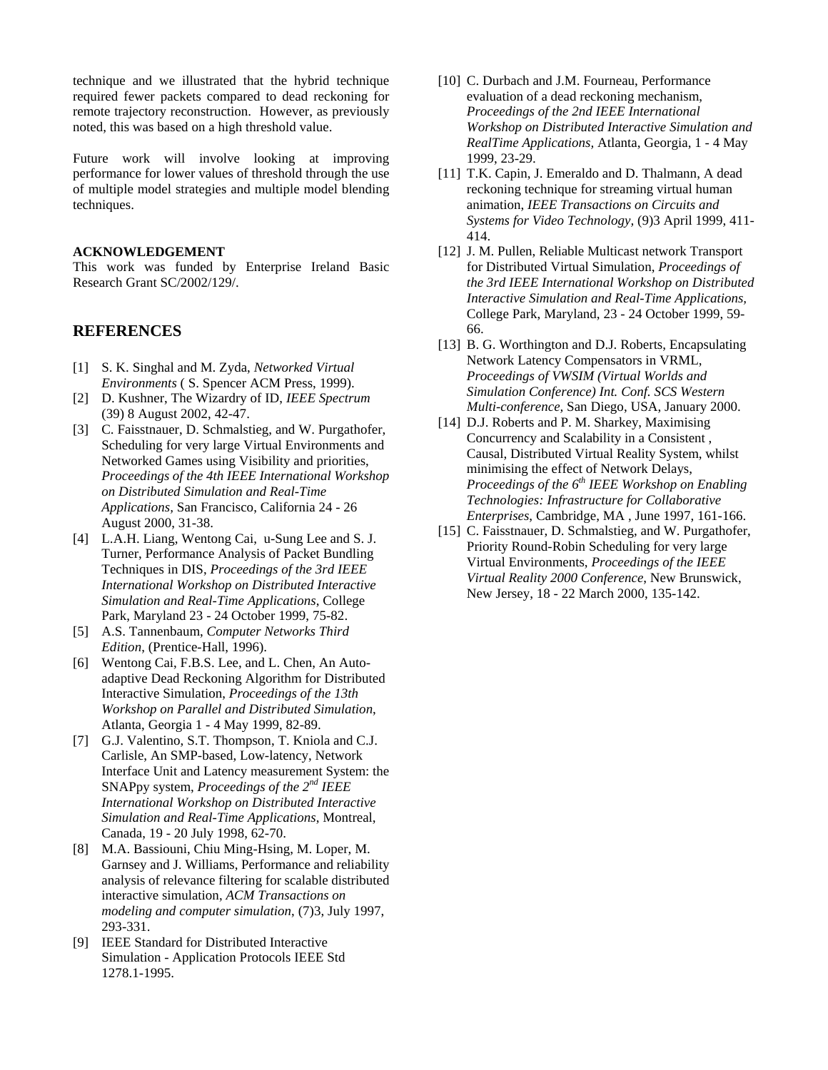technique and we illustrated that the hybrid technique required fewer packets compared to dead reckoning for remote trajectory reconstruction. However, as previously noted, this was based on a high threshold value.

Future work will involve looking at improving performance for lower values of threshold through the use of multiple model strategies and multiple model blending techniques.

**ACKNOWLEDGEMENT**

This work was funded by Enterprise Ireland Basic Research Grant SC/2002/129/.

## REFERENCES

[1] S. K. Singhal and M. Zyda, *Networked Virtual Environments* ( S. Spencer ACM Press, 1999).

[2] D. Kushner, The Wizardry of ID, *IEEE Spectrum* (39) 8 August 2002, 42-47.

[3] C. Faisstnauer, D. Schmalstieg, and W. Purgathofer, Scheduling for very large Virtual Environments and Networked Games using Visibility and priorities, *Proceedings of the 4th IEEE International Workshop on Distributed Simulation and Real-Time Applications*, San Francisco, California 24 - 26 August 2000, 31-38.

[4] L.A.H. Liang, Wentong Cai, u-Sung Lee and S. J. Turner, Performance Analysis of Packet Bundling Techniques in DIS, *Proceedings of the 3rd IEEE International Workshop on Distributed Interactive Simulation and Real-Time Applications*, College Park, Maryland 23 - 24 October 1999, 75-82.

[5] A.S. Tannenbaum, *Computer Networks Third Edition*, (Prentice-Hall, 1996).

[6] Wentong Cai, F.B.S. Lee, and L. Chen, An Auto-adaptive Dead Reckoning Algorithm for Distributed Interactive Simulation, *Proceedings of the 13th Workshop on Parallel and Distributed Simulation*, Atlanta, Georgia 1 - 4 May 1999, 82-89.

[7] G.J. Valentino, S.T. Thompson, T. Kniola and C.J. Carlisle, An SMP-based, Low-latency, Network Interface Unit and Latency measurement System: the SNAPpy system, *Proceedings of the 2nd IEEE International Workshop on Distributed Interactive Simulation and Real-Time Applications*, Montreal, Canada, 19 - 20 July 1998, 62-70.

[8] M.A. Bassiouni, Chiu Ming-Hsing, M. Loper, M. Garnsey and J. Williams, Performance and reliability analysis of relevance filtering for scalable distributed interactive simulation, *ACM Transactions on modeling and computer simulation*, (7)3, July 1997, 293-331.

[9] IEEE Standard for Distributed Interactive Simulation - Application Protocols IEEE Std 1278.1-1995.

[10] C. Durbach and J.M. Fourneau, Performance evaluation of a dead reckoning mechanism, *Proceedings of the 2nd IEEE International Workshop on Distributed Interactive Simulation and RealTime Applications*, Atlanta, Georgia, 1 - 4 May 1999, 23-29.

[11] T.K. Capin, J. Emeraldo and D. Thalmann, A dead reckoning technique for streaming virtual human animation, *IEEE Transactions on Circuits and Systems for Video Technology*, (9)3 April 1999, 411-414.

[12] J. M. Pullen, Reliable Multicast network Transport for Distributed Virtual Simulation, *Proceedings of the 3rd IEEE International Workshop on Distributed Interactive Simulation and Real-Time Applications*, College Park, Maryland, 23 - 24 October 1999, 59-66.

[13] B. G. Worthington and D.J. Roberts, Encapsulating Network Latency Compensators in VRML, *Proceedings of VWSIM (Virtual Worlds and Simulation Conference) Int. Conf. SCS Western Multi-conference*, San Diego, USA, January 2000.

[14] D.J. Roberts and P. M. Sharkey, Maximising Concurrency and Scalability in a Consistent , Causal, Distributed Virtual Reality System, whilst minimising the effect of Network Delays, *Proceedings of the 6th IEEE Workshop on Enabling Technologies: Infrastructure for Collaborative Enterprises*, Cambridge, MA , June 1997, 161-166.

[15] C. Faisstnauer, D. Schmalstieg, and W. Purgathofer, Priority Round-Robin Scheduling for very large Virtual Environments, *Proceedings of the IEEE Virtual Reality 2000 Conference*, New Brunswick, New Jersey, 18 - 22 March 2000, 135-142.